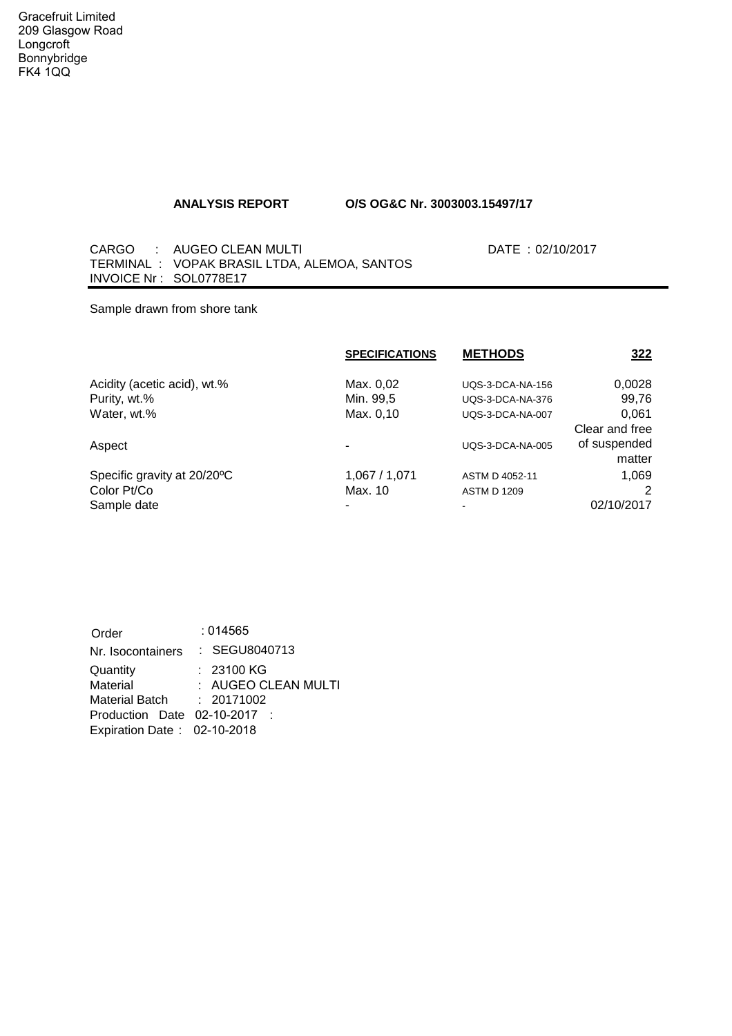Gracefruit Limited
209 Glasgow Road
Longcroft
Bonnybridge
FK4 1QQ

**ANALYSIS REPORT** **O/S OG&C Nr. 3003003.15497/17**

CARGO : AUGEO CLEAN MULTI DATE : 02/10/2017
TERMINAL : VOPAK BRASIL LTDA, ALEMOA, SANTOS
INVOICE Nr : SOL0778E17

Sample drawn from shore tank

| | SPECIFICATIONS | METHODS | 322 |
|---|---|---|---|
| Acidity (acetic acid), wt.% | Max. 0,02 | UQS-3-DCA-NA-156 | 0,0028 |
| Purity, wt.% | Min. 99,5 | UQS-3-DCA-NA-376 | 99,76 |
| Water, wt.% | Max. 0,10 | UQS-3-DCA-NA-007 | 0,061 |
| Aspect | - | UQS-3-DCA-NA-005 | Clear and free of suspended matter |
| Specific gravity at 20/20ºC | 1,067 / 1,071 | ASTM D 4052-11 | 1,069 |
| Color Pt/Co | Max. 10 | ASTM D 1209 | 2 |
| Sample date | - | - | 02/10/2017 |

Order : 014565
Nr. Isocontainers : SEGU8040713
Quantity : 23100 KG
Material : AUGEO CLEAN MULTI
Material Batch : 20171002
Production Date 02-10-2017 :
Expiration Date : 02-10-2018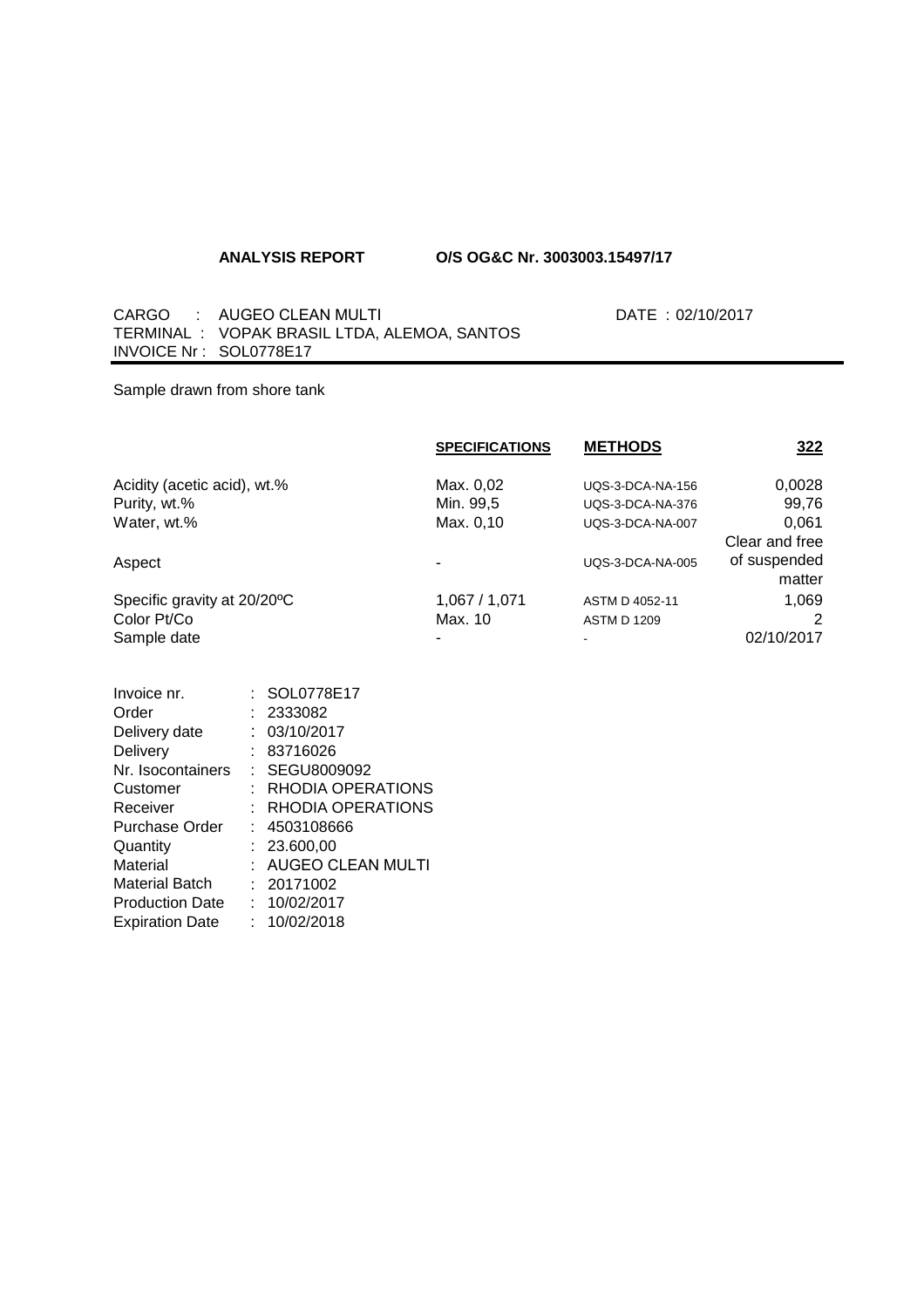**ANALYSIS REPORT** **O/S OG&C Nr. 3003003.15497/17**

CARGO : AUGEO CLEAN MULTI DATE : 02/10/2017
TERMINAL : VOPAK BRASIL LTDA, ALEMOA, SANTOS
INVOICE Nr : SOL0778E17

Sample drawn from shore tank

| | SPECIFICATIONS | METHODS | 322 |
|---|---|---|---|
| Acidity (acetic acid), wt.% | Max. 0,02 | UQS-3-DCA-NA-156 | 0,0028 |
| Purity, wt.% | Min. 99,5 | UQS-3-DCA-NA-376 | 99,76 |
| Water, wt.% | Max. 0,10 | UQS-3-DCA-NA-007 | 0,061 |
| Aspect | - | UQS-3-DCA-NA-005 | Clear and free of suspended matter |
| Specific gravity at 20/20ºC | 1,067 / 1,071 | ASTM D 4052-11 | 1,069 |
| Color Pt/Co | Max. 10 | ASTM D 1209 | 2 |
| Sample date | - | - | 02/10/2017 |

| | |
|---|---|
| Invoice nr. | : SOL0778E17 |
| Order | : 2333082 |
| Delivery date | : 03/10/2017 |
| Delivery | : 83716026 |
| Nr. Isocontainers | : SEGU8009092 |
| Customer | : RHODIA OPERATIONS |
| Receiver | : RHODIA OPERATIONS |
| Purchase Order | : 4503108666 |
| Quantity | : 23.600,00 |
| Material | : AUGEO CLEAN MULTI |
| Material Batch | : 20171002 |
| Production Date | : 10/02/2017 |
| Expiration Date | : 10/02/2018 |